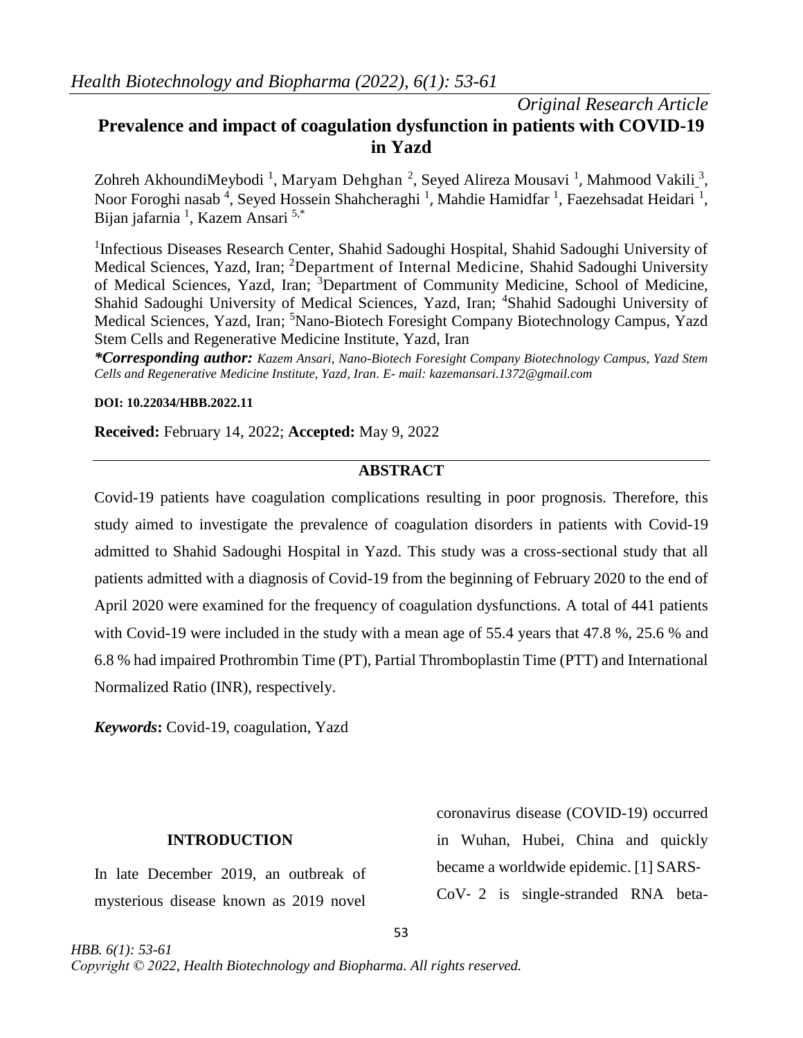*Original Research Article*

# Prevalence and impact of coagulation dysfunction in patients with COVID-19 in Yazd

Zohreh AkhoundiMeybodi [1], Maryam Dehghan [2], Seyed Alireza Mousavi [1], Mahmood Vakili [3], Noor Foroghi nasab [4], Seyed Hossein Shahcheraghi [1], Mahdie Hamidfar [1], Faezehsadat Heidari [1], Bijan jafarnia [1], Kazem Ansari [5,*]

[1]Infectious Diseases Research Center, Shahid Sadoughi Hospital, Shahid Sadoughi University of Medical Sciences, Yazd, Iran; [2]Department of Internal Medicine, Shahid Sadoughi University of Medical Sciences, Yazd, Iran; [3]Department of Community Medicine, School of Medicine, Shahid Sadoughi University of Medical Sciences, Yazd, Iran; [4]Shahid Sadoughi University of Medical Sciences, Yazd, Iran; [5]Nano-Biotech Foresight Company Biotechnology Campus, Yazd Stem Cells and Regenerative Medicine Institute, Yazd, Iran

***Corresponding author:** *Kazem Ansari, Nano-Biotech Foresight Company Biotechnology Campus, Yazd Stem Cells and Regenerative Medicine Institute, Yazd, Iran. E- mail: kazemansari.1372@gmail.com*

**DOI: 10.22034/HBB.2022.11**

**Received:** February 14, 2022; **Accepted:** May 9, 2022

## ABSTRACT

Covid-19 patients have coagulation complications resulting in poor prognosis. Therefore, this study aimed to investigate the prevalence of coagulation disorders in patients with Covid-19 admitted to Shahid Sadoughi Hospital in Yazd. This study was a cross-sectional study that all patients admitted with a diagnosis of Covid-19 from the beginning of February 2020 to the end of April 2020 were examined for the frequency of coagulation dysfunctions. A total of 441 patients with Covid-19 were included in the study with a mean age of 55.4 years that 47.8 %, 25.6 % and 6.8 % had impaired Prothrombin Time (PT), Partial Thromboplastin Time (PTT) and International Normalized Ratio (INR), respectively.

***Keywords*:** Covid-19, coagulation, Yazd

## INTRODUCTION

In late December 2019, an outbreak of mysterious disease known as 2019 novel coronavirus disease (COVID-19) occurred in Wuhan, Hubei, China and quickly became a worldwide epidemic. [1] SARS-CoV- 2 is single-stranded RNA beta-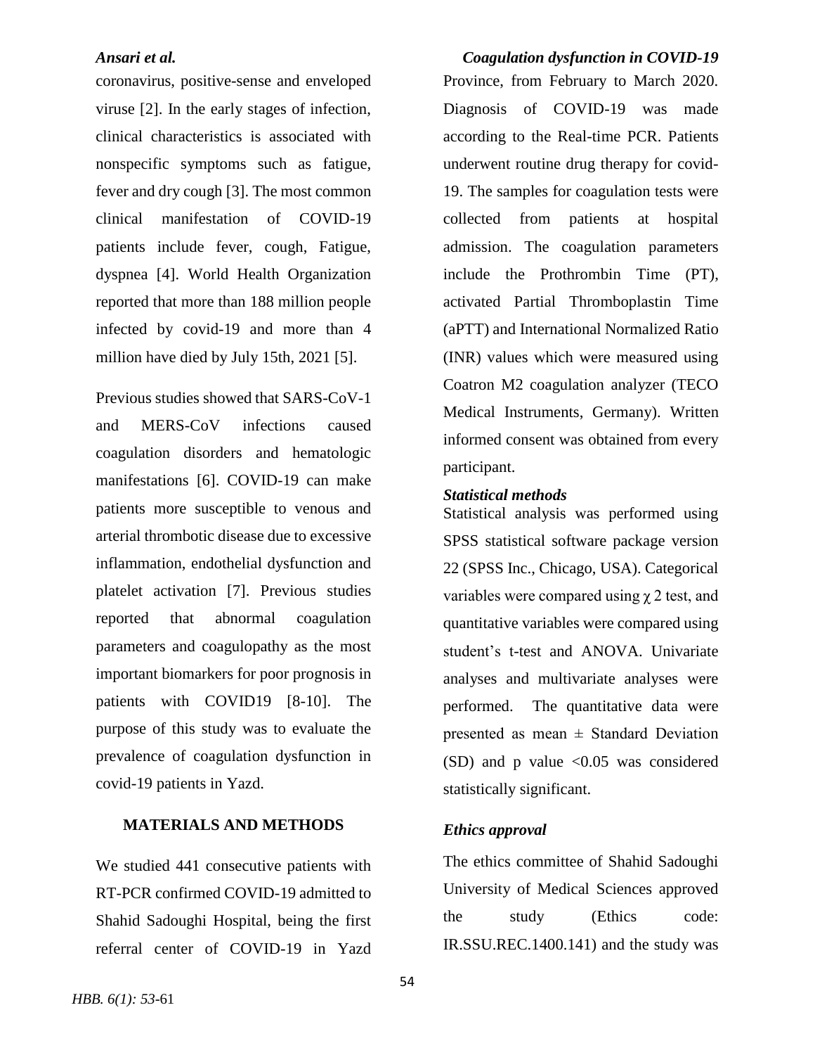coronavirus, positive-sense and enveloped viruse [2]. In the early stages of infection, clinical characteristics is associated with nonspecific symptoms such as fatigue, fever and dry cough [3]. The most common clinical manifestation of COVID-19 patients include fever, cough, Fatigue, dyspnea [4]. World Health Organization reported that more than 188 million people infected by covid-19 and more than 4 million have died by July 15th, 2021 [5].

Previous studies showed that SARS-CoV-1 and MERS-CoV infections caused coagulation disorders and hematologic manifestations [6]. COVID-19 can make patients more susceptible to venous and arterial thrombotic disease due to excessive inflammation, endothelial dysfunction and platelet activation [7]. Previous studies reported that abnormal coagulation parameters and coagulopathy as the most important biomarkers for poor prognosis in patients with COVID19 [8-10]. The purpose of this study was to evaluate the prevalence of coagulation dysfunction in covid-19 patients in Yazd.

## MATERIALS AND METHODS

We studied 441 consecutive patients with RT-PCR confirmed COVID-19 admitted to Shahid Sadoughi Hospital, being the first referral center of COVID-19 in Yazd Province, from February to March 2020. Diagnosis of COVID-19 was made according to the Real-time PCR. Patients underwent routine drug therapy for covid-19. The samples for coagulation tests were collected from patients at hospital admission. The coagulation parameters include the Prothrombin Time (PT), activated Partial Thromboplastin Time (aPTT) and International Normalized Ratio (INR) values which were measured using Coatron M2 coagulation analyzer (TECO Medical Instruments, Germany). Written informed consent was obtained from every participant.

### *Statistical methods*

Statistical analysis was performed using SPSS statistical software package version 22 (SPSS Inc., Chicago, USA). Categorical variables were compared using $\chi$ 2 test, and quantitative variables were compared using student's t-test and ANOVA. Univariate analyses and multivariate analyses were performed. The quantitative data were presented as mean $\pm$ Standard Deviation (SD) and p value <0.05 was considered statistically significant.

### *Ethics approval*

The ethics committee of Shahid Sadoughi University of Medical Sciences approved the study (Ethics code: IR.SSU.REC.1400.141) and the study was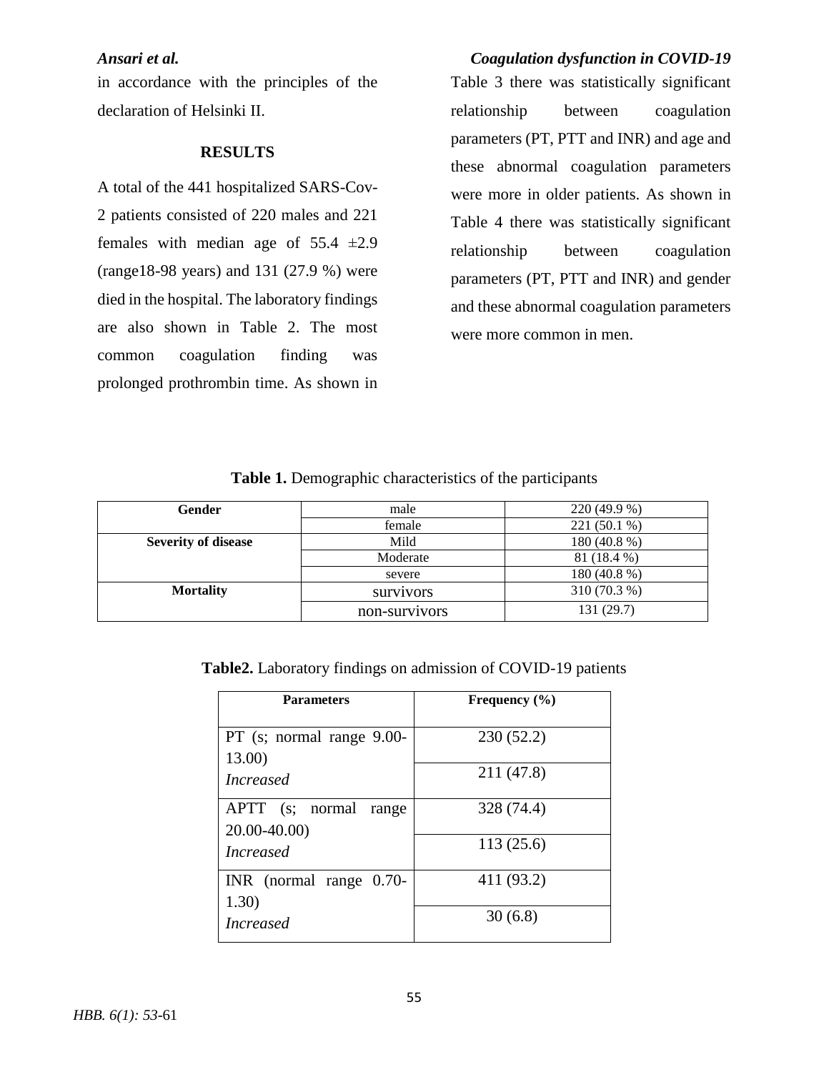in accordance with the principles of the declaration of Helsinki II.

## RESULTS

A total of the 441 hospitalized SARS-Cov-2 patients consisted of 220 males and 221 females with median age of 55.4 ±2.9 (range18-98 years) and 131 (27.9 %) were died in the hospital. The laboratory findings are also shown in Table 2. The most common coagulation finding was prolonged prothrombin time. As shown in Table 3 there was statistically significant relationship between coagulation parameters (PT, PTT and INR) and age and these abnormal coagulation parameters were more in older patients. As shown in Table 4 there was statistically significant relationship between coagulation parameters (PT, PTT and INR) and gender and these abnormal coagulation parameters were more common in men.

**Table 1.** Demographic characteristics of the participants

| **Gender** | male | 220 (49.9 %) |
|---|---|---|
| | female | 221 (50.1 %) |
| **Severity of disease** | Mild | 180 (40.8 %) |
| | Moderate | 81 (18.4 %) |
| | severe | 180 (40.8 %) |
| **Mortality** | survivors | 310 (70.3 %) |
| | non-survivors | 131 (29.7) |

**Table2.** Laboratory findings on admission of COVID-19 patients

| **Parameters** | **Frequency (%)** |
|---|---|
| PT (s; normal range 9.00-13.00) | 230 (52.2) |
| *Increased* | 211 (47.8) |
| APTT (s; normal range 20.00-40.00) | 328 (74.4) |
| *Increased* | 113 (25.6) |
| INR (normal range 0.70-1.30) | 411 (93.2) |
| *Increased* | 30 (6.8) |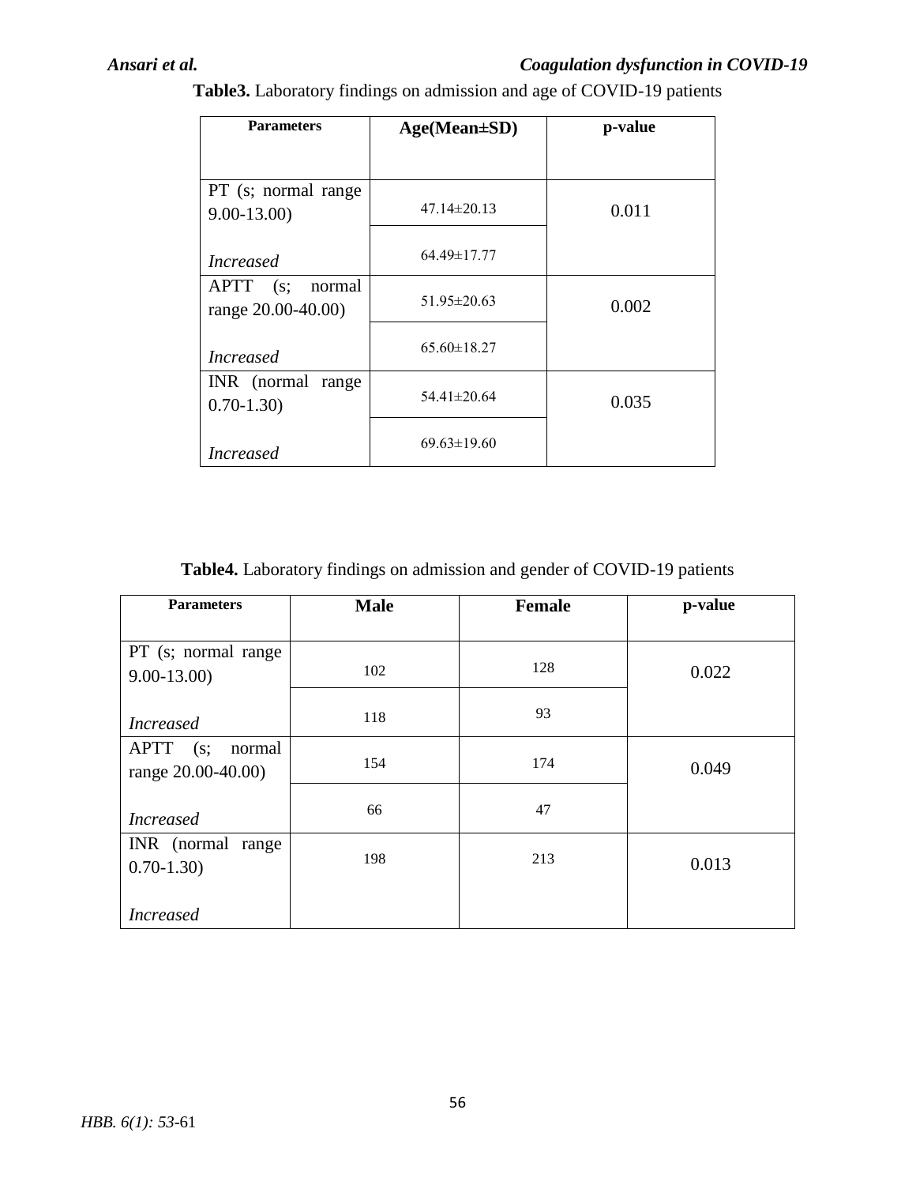**Table3.** Laboratory findings on admission and age of COVID-19 patients

| Parameters | Age(Mean±SD) | p-value |
|---|---|---|
| PT (s; normal range 9.00-13.00) | 47.14±20.13 | 0.011 |
| *Increased* | 64.49±17.77 | |
| APTT (s; normal range 20.00-40.00) | 51.95±20.63 | 0.002 |
| *Increased* | 65.60±18.27 | |
| INR (normal range 0.70-1.30) | 54.41±20.64 | 0.035 |
| *Increased* | 69.63±19.60 | |

**Table4.** Laboratory findings on admission and gender of COVID-19 patients

| Parameters | Male | Female | p-value |
|---|---|---|---|
| PT (s; normal range 9.00-13.00) | 102 | 128 | 0.022 |
| *Increased* | 118 | 93 | |
| APTT (s; normal range 20.00-40.00) | 154 | 174 | 0.049 |
| *Increased* | 66 | 47 | |
| INR (normal range 0.70-1.30) | 198 | 213 | 0.013 |
| *Increased* | | | |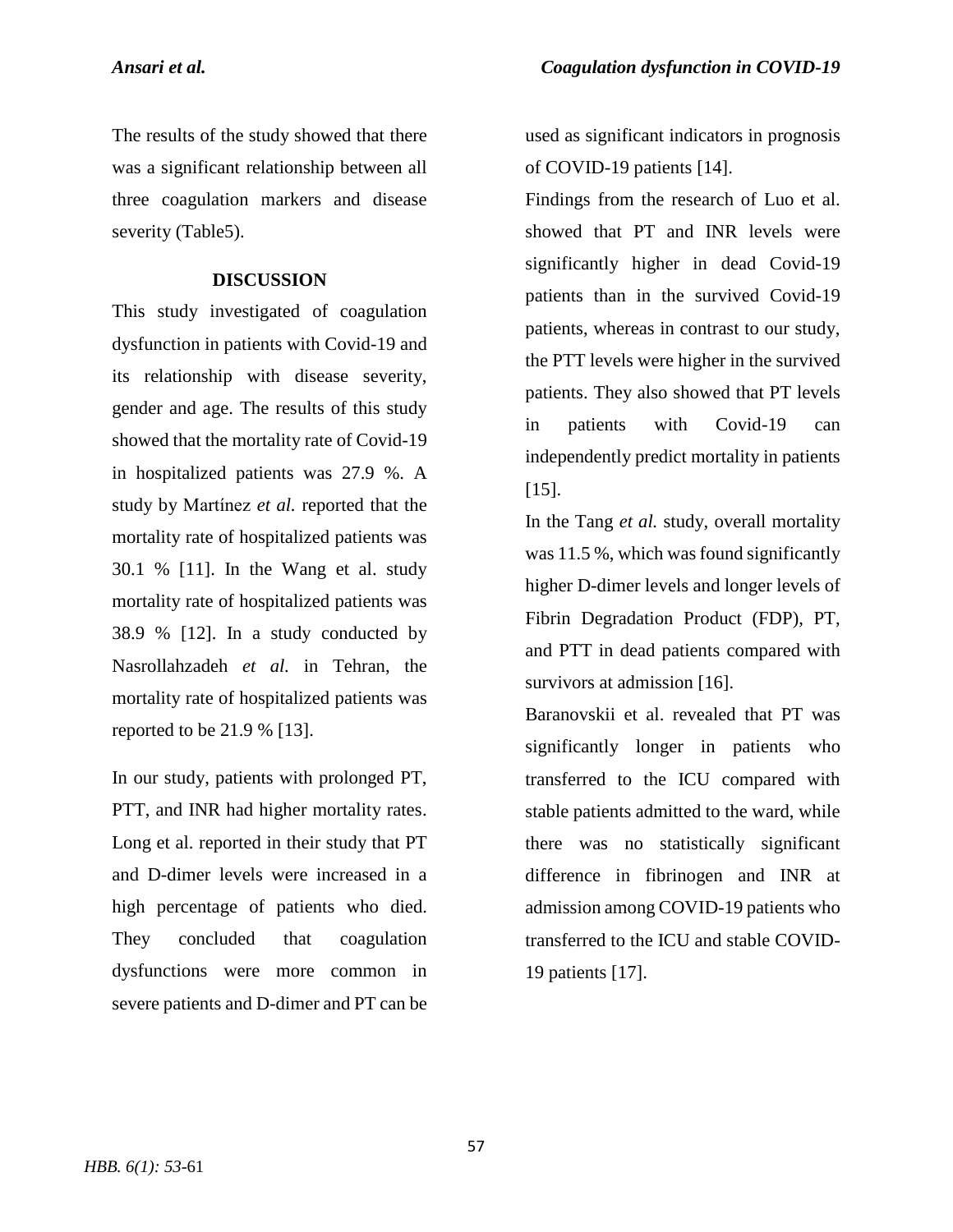The results of the study showed that there was a significant relationship between all three coagulation markers and disease severity (Table5).

## DISCUSSION

This study investigated of coagulation dysfunction in patients with Covid-19 and its relationship with disease severity, gender and age. The results of this study showed that the mortality rate of Covid-19 in hospitalized patients was 27.9 %. A study by Martínez *et al.* reported that the mortality rate of hospitalized patients was 30.1 % [11]. In the Wang et al. study mortality rate of hospitalized patients was 38.9 % [12]. In a study conducted by Nasrollahzadeh *et al.* in Tehran, the mortality rate of hospitalized patients was reported to be 21.9 % [13].

In our study, patients with prolonged PT, PTT, and INR had higher mortality rates. Long et al. reported in their study that PT and D-dimer levels were increased in a high percentage of patients who died. They concluded that coagulation dysfunctions were more common in severe patients and D-dimer and PT can be used as significant indicators in prognosis of COVID-19 patients [14].

Findings from the research of Luo et al. showed that PT and INR levels were significantly higher in dead Covid-19 patients than in the survived Covid-19 patients, whereas in contrast to our study, the PTT levels were higher in the survived patients. They also showed that PT levels in patients with Covid-19 can independently predict mortality in patients [15].

In the Tang *et al.* study, overall mortality was 11.5 %, which was found significantly higher D-dimer levels and longer levels of Fibrin Degradation Product (FDP), PT, and PTT in dead patients compared with survivors at admission [16].

Baranovskii et al. revealed that PT was significantly longer in patients who transferred to the ICU compared with stable patients admitted to the ward, while there was no statistically significant difference in fibrinogen and INR at admission among COVID-19 patients who transferred to the ICU and stable COVID-19 patients [17].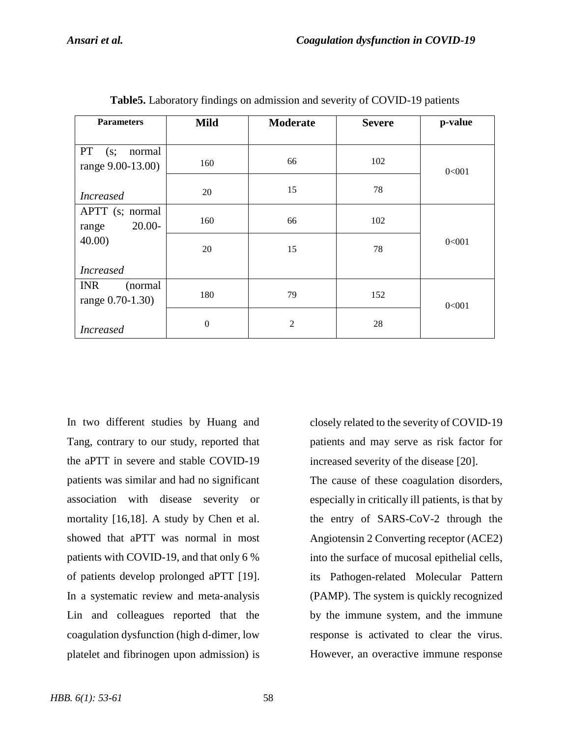**Table5.** Laboratory findings on admission and severity of COVID-19 patients

| Parameters | Mild | Moderate | Severe | p-value |
|---|---|---|---|---|
| PT (s; normal range 9.00-13.00) | 160 | 66 | 102 | 0<001 |
| *Increased* | 20 | 15 | 78 | |
| APTT (s; normal range 20.00-40.00) | 160 | 66 | 102 | 0<001 |
| *Increased* | 20 | 15 | 78 | |
| INR (normal range 0.70-1.30) | 180 | 79 | 152 | 0<001 |
| *Increased* | 0 | 2 | 28 | |

In two different studies by Huang and Tang, contrary to our study, reported that the aPTT in severe and stable COVID-19 patients was similar and had no significant association with disease severity or mortality [16,18]. A study by Chen et al. showed that aPTT was normal in most patients with COVID-19, and that only 6 % of patients develop prolonged aPTT [19]. In a systematic review and meta-analysis Lin and colleagues reported that the coagulation dysfunction (high d-dimer, low platelet and fibrinogen upon admission) is closely related to the severity of COVID-19 patients and may serve as risk factor for increased severity of the disease [20].

The cause of these coagulation disorders, especially in critically ill patients, is that by the entry of SARS-CoV-2 through the Angiotensin 2 Converting receptor (ACE2) into the surface of mucosal epithelial cells, its Pathogen-related Molecular Pattern (PAMP). The system is quickly recognized by the immune system, and the immune response is activated to clear the virus. However, an overactive immune response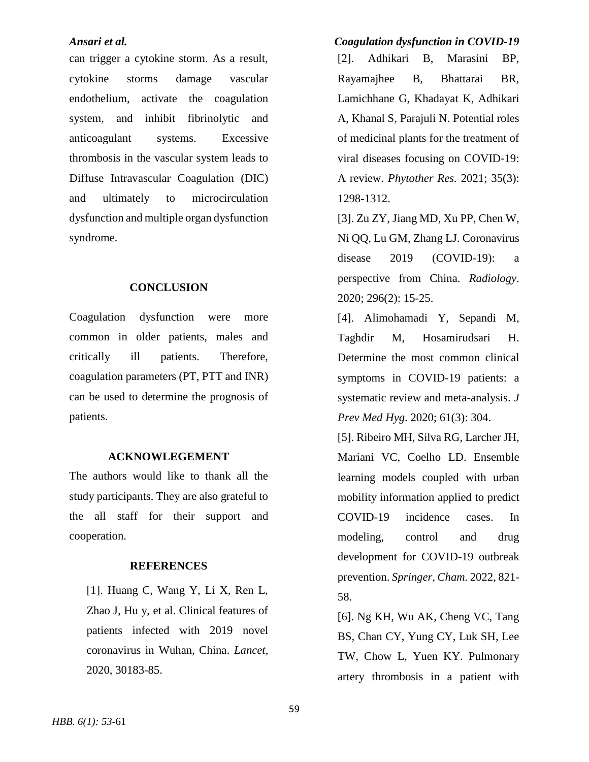can trigger a cytokine storm. As a result, cytokine storms damage vascular endothelium, activate the coagulation system, and inhibit fibrinolytic and anticoagulant systems. Excessive thrombosis in the vascular system leads to Diffuse Intravascular Coagulation (DIC) and ultimately to microcirculation dysfunction and multiple organ dysfunction syndrome.

## CONCLUSION

Coagulation dysfunction were more common in older patients, males and critically ill patients. Therefore, coagulation parameters (PT, PTT and INR) can be used to determine the prognosis of patients.

## ACKNOWLEGEMENT

The authors would like to thank all the study participants. They are also grateful to the all staff for their support and cooperation.

## REFERENCES

[1]. Huang C, Wang Y, Li X, Ren L, Zhao J, Hu y, et al. Clinical features of patients infected with 2019 novel coronavirus in Wuhan, China. *Lancet*, 2020, 30183-85.

[2]. Adhikari B, Marasini BP, Rayamajhee B, Bhattarai BR, Lamichhane G, Khadayat K, Adhikari A, Khanal S, Parajuli N. Potential roles of medicinal plants for the treatment of viral diseases focusing on COVID-19: A review. *Phytother Res.* 2021; 35(3): 1298-1312.

[3]. Zu ZY, Jiang MD, Xu PP, Chen W, Ni QQ, Lu GM, Zhang LJ. Coronavirus disease 2019 (COVID-19): a perspective from China. *Radiology*. 2020; 296(2): 15-25.

[4]. Alimohamadi Y, Sepandi M, Taghdir M, Hosamirudsari H. Determine the most common clinical symptoms in COVID-19 patients: a systematic review and meta-analysis. *J Prev Med Hyg*. 2020; 61(3): 304.

[5]. Ribeiro MH, Silva RG, Larcher JH, Mariani VC, Coelho LD. Ensemble learning models coupled with urban mobility information applied to predict COVID-19 incidence cases. In modeling, control and drug development for COVID-19 outbreak prevention. *Springer, Cham.* 2022, 821-58.

[6]. Ng KH, Wu AK, Cheng VC, Tang BS, Chan CY, Yung CY, Luk SH, Lee TW, Chow L, Yuen KY. Pulmonary artery thrombosis in a patient with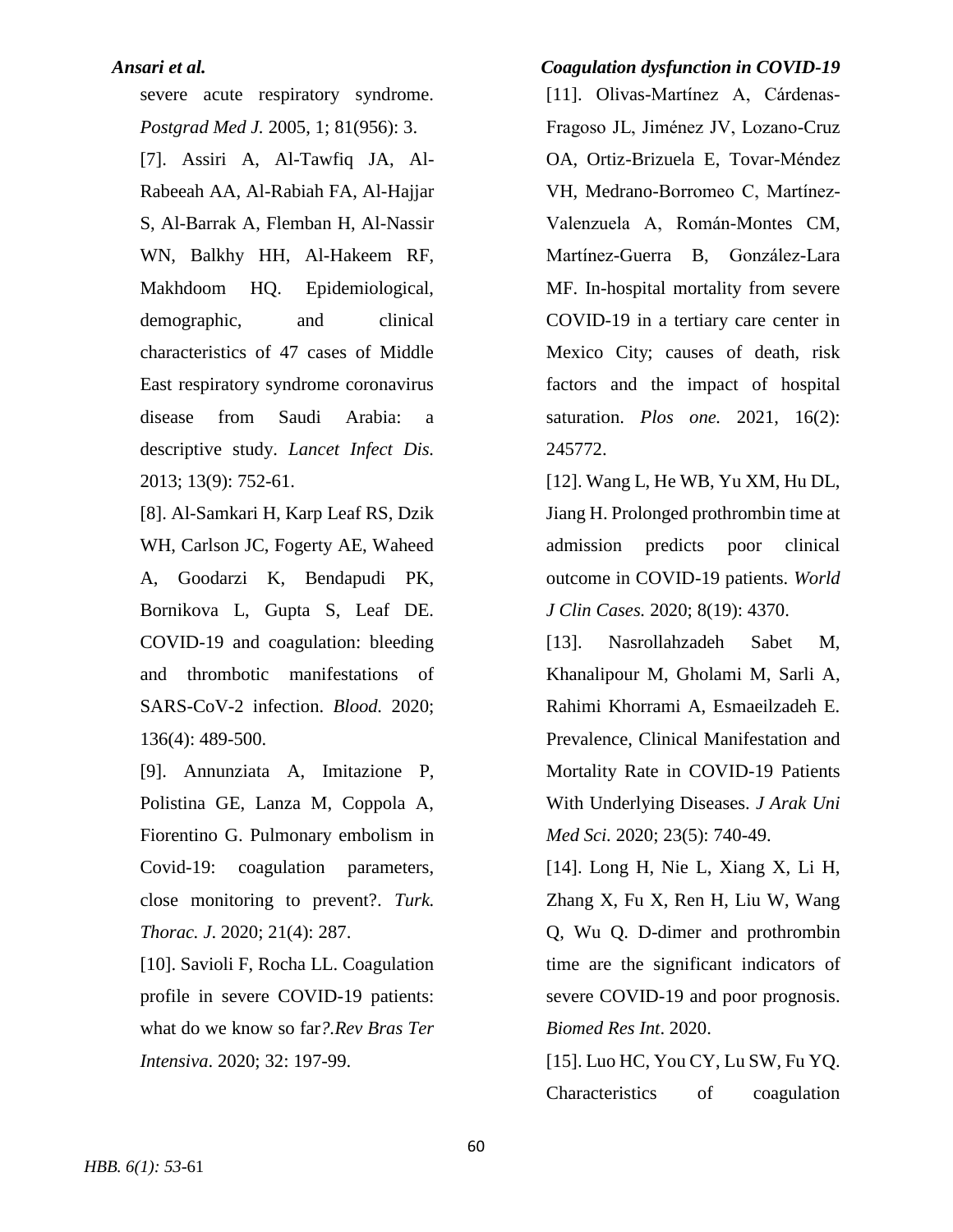severe acute respiratory syndrome. *Postgrad Med J.* 2005, 1; 81(956): 3.

[7]. Assiri A, Al-Tawfiq JA, Al-Rabeeah AA, Al-Rabiah FA, Al-Hajjar S, Al-Barrak A, Flemban H, Al-Nassir WN, Balkhy HH, Al-Hakeem RF, Makhdoom HQ. Epidemiological, demographic, and clinical characteristics of 47 cases of Middle East respiratory syndrome coronavirus disease from Saudi Arabia: a descriptive study. *Lancet Infect Dis.* 2013; 13(9): 752-61.

[8]. Al-Samkari H, Karp Leaf RS, Dzik WH, Carlson JC, Fogerty AE, Waheed A, Goodarzi K, Bendapudi PK, Bornikova L, Gupta S, Leaf DE. COVID-19 and coagulation: bleeding and thrombotic manifestations of SARS-CoV-2 infection. *Blood.* 2020; 136(4): 489-500.

[9]. Annunziata A, Imitazione P, Polistina GE, Lanza M, Coppola A, Fiorentino G. Pulmonary embolism in Covid-19: coagulation parameters, close monitoring to prevent?. *Turk. Thorac. J*. 2020; 21(4): 287.

[10]. Savioli F, Rocha LL. Coagulation profile in severe COVID-19 patients: what do we know so far*?.Rev Bras Ter Intensiva*. 2020; 32: 197-99.

[11]. Olivas-Martínez A, Cárdenas-Fragoso JL, Jiménez JV, Lozano-Cruz OA, Ortiz-Brizuela E, Tovar-Méndez VH, Medrano-Borromeo C, Martínez-Valenzuela A, Román-Montes CM, Martínez-Guerra B, González-Lara MF. In-hospital mortality from severe COVID-19 in a tertiary care center in Mexico City; causes of death, risk factors and the impact of hospital saturation. *Plos one.* 2021, 16(2): 245772.

[12]. Wang L, He WB, Yu XM, Hu DL, Jiang H. Prolonged prothrombin time at admission predicts poor clinical outcome in COVID-19 patients. *World J Clin Cases.* 2020; 8(19): 4370.

[13]. Nasrollahzadeh Sabet M, Khanalipour M, Gholami M, Sarli A, Rahimi Khorrami A, Esmaeilzadeh E. Prevalence, Clinical Manifestation and Mortality Rate in COVID-19 Patients With Underlying Diseases. *J Arak Uni Med Sci.* 2020; 23(5): 740-49.

[14]. Long H, Nie L, Xiang X, Li H, Zhang X, Fu X, Ren H, Liu W, Wang Q, Wu Q. D-dimer and prothrombin time are the significant indicators of severe COVID-19 and poor prognosis. *Biomed Res Int*. 2020.

[15]. Luo HC, You CY, Lu SW, Fu YQ. Characteristics of coagulation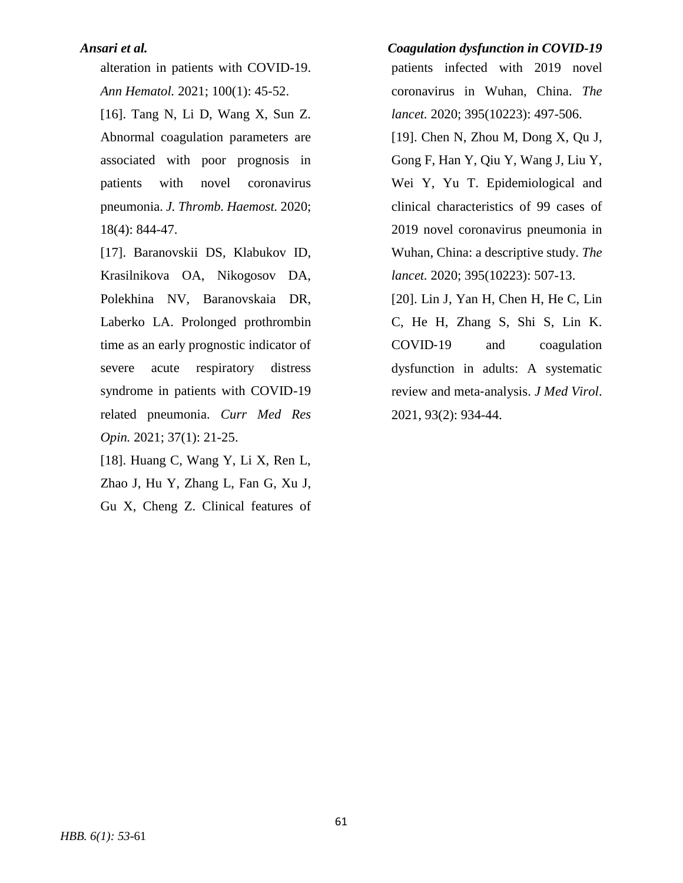alteration in patients with COVID-19. *Ann Hematol.* 2021; 100(1): 45-52.

[16]. Tang N, Li D, Wang X, Sun Z. Abnormal coagulation parameters are associated with poor prognosis in patients with novel coronavirus pneumonia. *J. Thromb. Haemost.* 2020; 18(4): 844-47.

[17]. Baranovskii DS, Klabukov ID, Krasilnikova OA, Nikogosov DA, Polekhina NV, Baranovskaia DR, Laberko LA. Prolonged prothrombin time as an early prognostic indicator of severe acute respiratory distress syndrome in patients with COVID-19 related pneumonia. *Curr Med Res Opin.* 2021; 37(1): 21-25.

[18]. Huang C, Wang Y, Li X, Ren L, Zhao J, Hu Y, Zhang L, Fan G, Xu J, Gu X, Cheng Z. Clinical features of patients infected with 2019 novel coronavirus in Wuhan, China. *The lancet.* 2020; 395(10223): 497-506.

[19]. Chen N, Zhou M, Dong X, Qu J, Gong F, Han Y, Qiu Y, Wang J, Liu Y, Wei Y, Yu T. Epidemiological and clinical characteristics of 99 cases of 2019 novel coronavirus pneumonia in Wuhan, China: a descriptive study. *The lancet.* 2020; 395(10223): 507-13.

[20]. Lin J, Yan H, Chen H, He C, Lin C, He H, Zhang S, Shi S, Lin K. COVID‐19 and coagulation dysfunction in adults: A systematic review and meta‐analysis. *J Med Virol*. 2021, 93(2): 934-44.